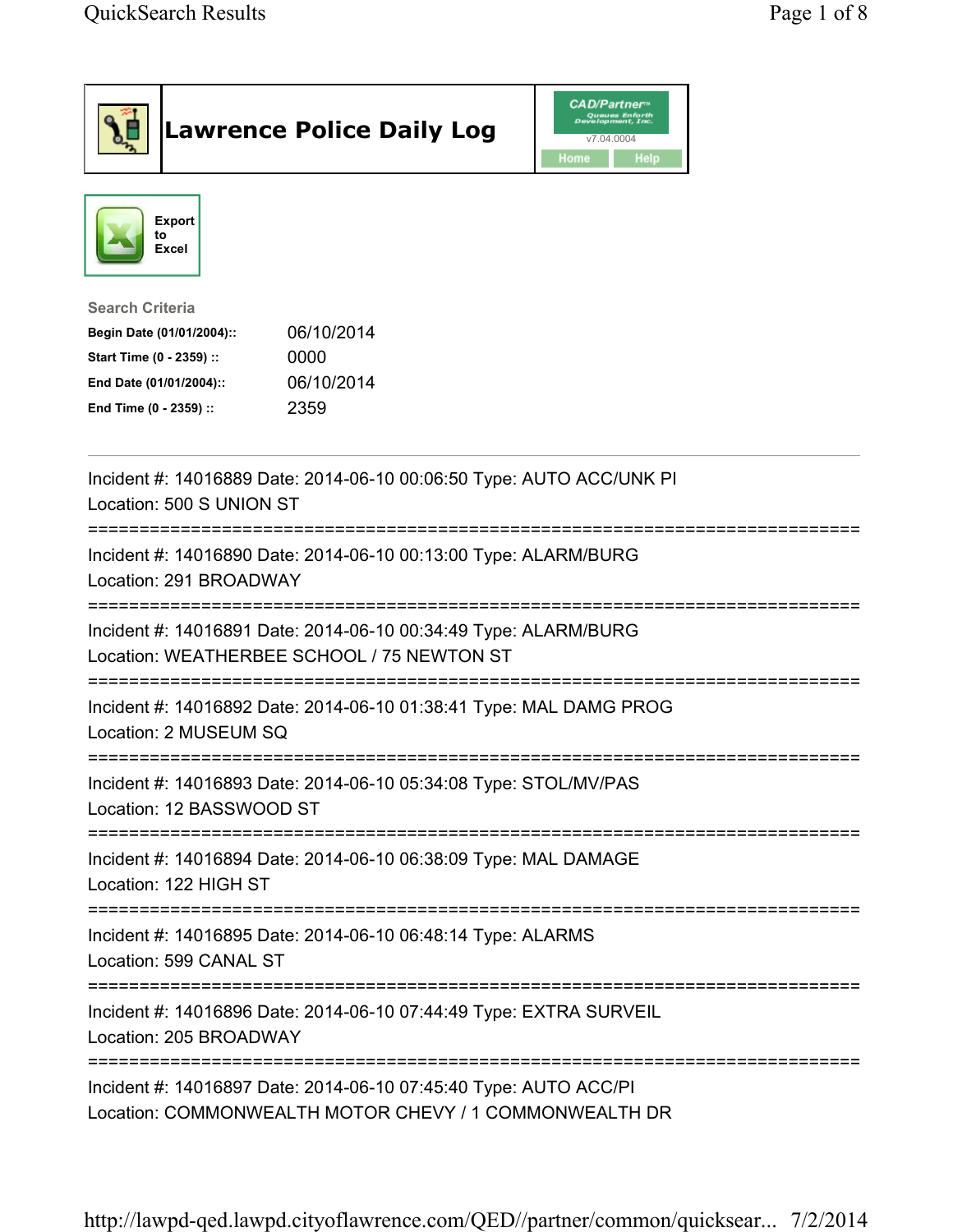# Lawrence Police Daily Log

CAD/Partner™ Queues Enforth Development, Inc.
v7.04.0004

Home | Help

Export to Excel

**Search Criteria**

| | |
|---|---|
| **Begin Date (01/01/2004)::** | 06/10/2014 |
| **Start Time (0 - 2359) ::** | 0000 |
| **End Date (01/01/2004)::** | 06/10/2014 |
| **End Time (0 - 2359) ::** | 2359 |

---

Incident #: 14016889 Date: 2014-06-10 00:06:50 Type: AUTO ACC/UNK PI
Location: 500 S UNION ST

===========================================================================

Incident #: 14016890 Date: 2014-06-10 00:13:00 Type: ALARM/BURG
Location: 291 BROADWAY

===========================================================================

Incident #: 14016891 Date: 2014-06-10 00:34:49 Type: ALARM/BURG
Location: WEATHERBEE SCHOOL / 75 NEWTON ST

===========================================================================

Incident #: 14016892 Date: 2014-06-10 01:38:41 Type: MAL DAMG PROG
Location: 2 MUSEUM SQ

===========================================================================

Incident #: 14016893 Date: 2014-06-10 05:34:08 Type: STOL/MV/PAS
Location: 12 BASSWOOD ST

===========================================================================

Incident #: 14016894 Date: 2014-06-10 06:38:09 Type: MAL DAMAGE
Location: 122 HIGH ST

===========================================================================

Incident #: 14016895 Date: 2014-06-10 06:48:14 Type: ALARMS
Location: 599 CANAL ST

===========================================================================

Incident #: 14016896 Date: 2014-06-10 07:44:49 Type: EXTRA SURVEIL
Location: 205 BROADWAY

===========================================================================

Incident #: 14016897 Date: 2014-06-10 07:45:40 Type: AUTO ACC/PI
Location: COMMONWEALTH MOTOR CHEVY / 1 COMMONWEALTH DR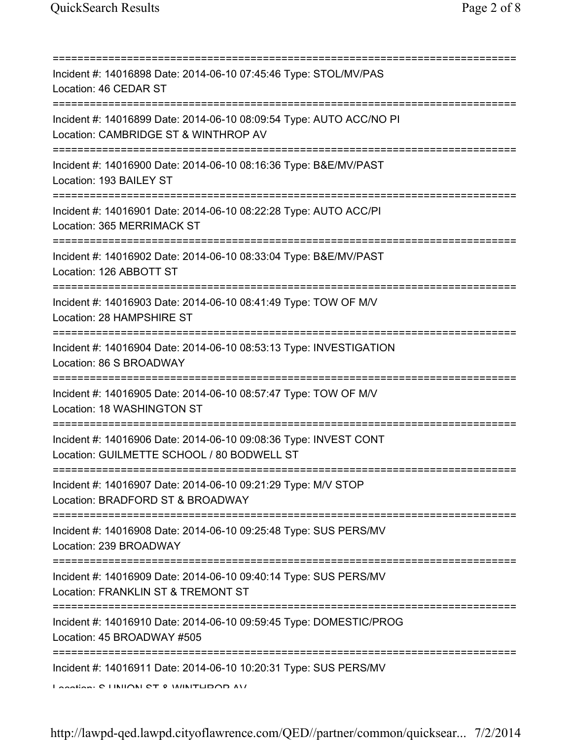===========================================================================

Incident #: 14016898 Date: 2014-06-10 07:45:46 Type: STOL/MV/PAS
Location: 46 CEDAR ST

===========================================================================

Incident #: 14016899 Date: 2014-06-10 08:09:54 Type: AUTO ACC/NO PI
Location: CAMBRIDGE ST & WINTHROP AV

===========================================================================

Incident #: 14016900 Date: 2014-06-10 08:16:36 Type: B&E/MV/PAST
Location: 193 BAILEY ST

===========================================================================

Incident #: 14016901 Date: 2014-06-10 08:22:28 Type: AUTO ACC/PI
Location: 365 MERRIMACK ST

===========================================================================

Incident #: 14016902 Date: 2014-06-10 08:33:04 Type: B&E/MV/PAST
Location: 126 ABBOTT ST

===========================================================================

Incident #: 14016903 Date: 2014-06-10 08:41:49 Type: TOW OF M/V
Location: 28 HAMPSHIRE ST

===========================================================================

Incident #: 14016904 Date: 2014-06-10 08:53:13 Type: INVESTIGATION
Location: 86 S BROADWAY

===========================================================================

Incident #: 14016905 Date: 2014-06-10 08:57:47 Type: TOW OF M/V
Location: 18 WASHINGTON ST

===========================================================================

Incident #: 14016906 Date: 2014-06-10 09:08:36 Type: INVEST CONT
Location: GUILMETTE SCHOOL / 80 BODWELL ST

===========================================================================

Incident #: 14016907 Date: 2014-06-10 09:21:29 Type: M/V STOP
Location: BRADFORD ST & BROADWAY

===========================================================================

Incident #: 14016908 Date: 2014-06-10 09:25:48 Type: SUS PERS/MV
Location: 239 BROADWAY

===========================================================================

Incident #: 14016909 Date: 2014-06-10 09:40:14 Type: SUS PERS/MV
Location: FRANKLIN ST & TREMONT ST

===========================================================================

Incident #: 14016910 Date: 2014-06-10 09:59:45 Type: DOMESTIC/PROG
Location: 45 BROADWAY #505

===========================================================================

Incident #: 14016911 Date: 2014-06-10 10:20:31 Type: SUS PERS/MV
Location: S UNION ST & WINTHROP AV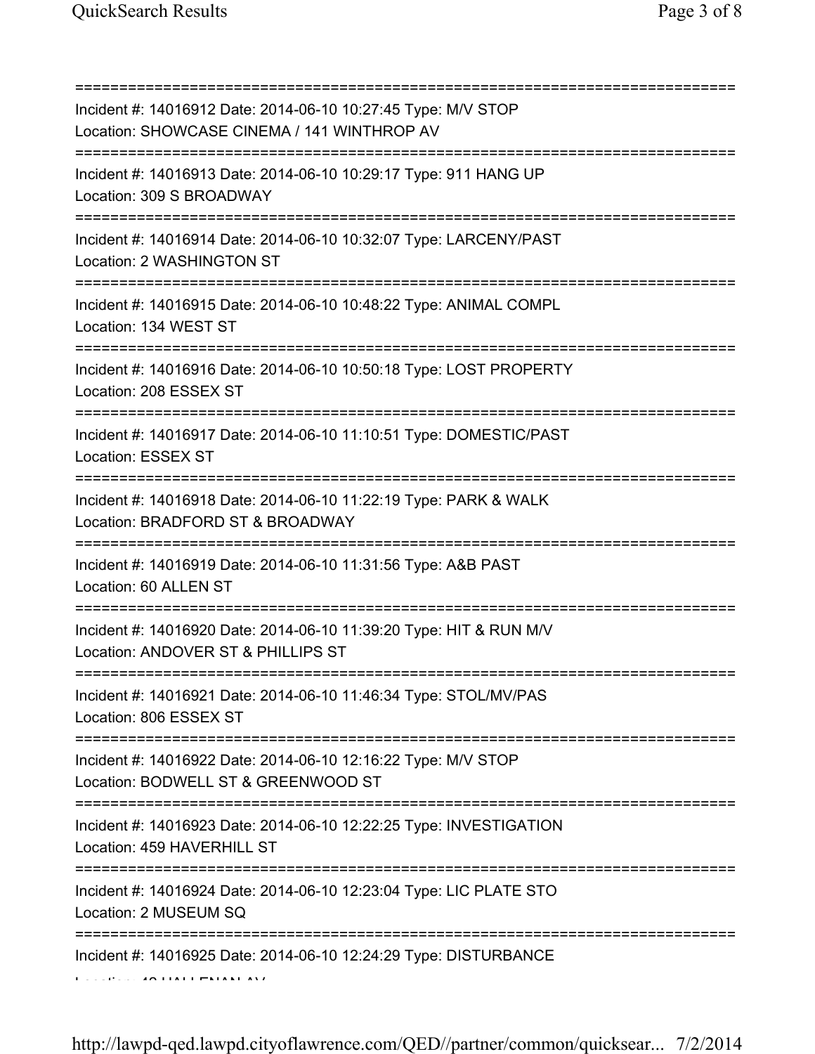===========================================================================
Incident #: 14016912 Date: 2014-06-10 10:27:45 Type: M/V STOP
Location: SHOWCASE CINEMA / 141 WINTHROP AV
===========================================================================
Incident #: 14016913 Date: 2014-06-10 10:29:17 Type: 911 HANG UP
Location: 309 S BROADWAY
===========================================================================
Incident #: 14016914 Date: 2014-06-10 10:32:07 Type: LARCENY/PAST
Location: 2 WASHINGTON ST
===========================================================================
Incident #: 14016915 Date: 2014-06-10 10:48:22 Type: ANIMAL COMPL
Location: 134 WEST ST
===========================================================================
Incident #: 14016916 Date: 2014-06-10 10:50:18 Type: LOST PROPERTY
Location: 208 ESSEX ST
===========================================================================
Incident #: 14016917 Date: 2014-06-10 11:10:51 Type: DOMESTIC/PAST
Location: ESSEX ST
===========================================================================
Incident #: 14016918 Date: 2014-06-10 11:22:19 Type: PARK & WALK
Location: BRADFORD ST & BROADWAY
===========================================================================
Incident #: 14016919 Date: 2014-06-10 11:31:56 Type: A&B PAST
Location: 60 ALLEN ST
===========================================================================
Incident #: 14016920 Date: 2014-06-10 11:39:20 Type: HIT & RUN M/V
Location: ANDOVER ST & PHILLIPS ST
===========================================================================
Incident #: 14016921 Date: 2014-06-10 11:46:34 Type: STOL/MV/PAS
Location: 806 ESSEX ST
===========================================================================
Incident #: 14016922 Date: 2014-06-10 12:16:22 Type: M/V STOP
Location: BODWELL ST & GREENWOOD ST
===========================================================================
Incident #: 14016923 Date: 2014-06-10 12:22:25 Type: INVESTIGATION
Location: 459 HAVERHILL ST
===========================================================================
Incident #: 14016924 Date: 2014-06-10 12:23:04 Type: LIC PLATE STO
Location: 2 MUSEUM SQ
===========================================================================
Incident #: 14016925 Date: 2014-06-10 12:24:29 Type: DISTURBANCE
Location: 42 HALLENAN AV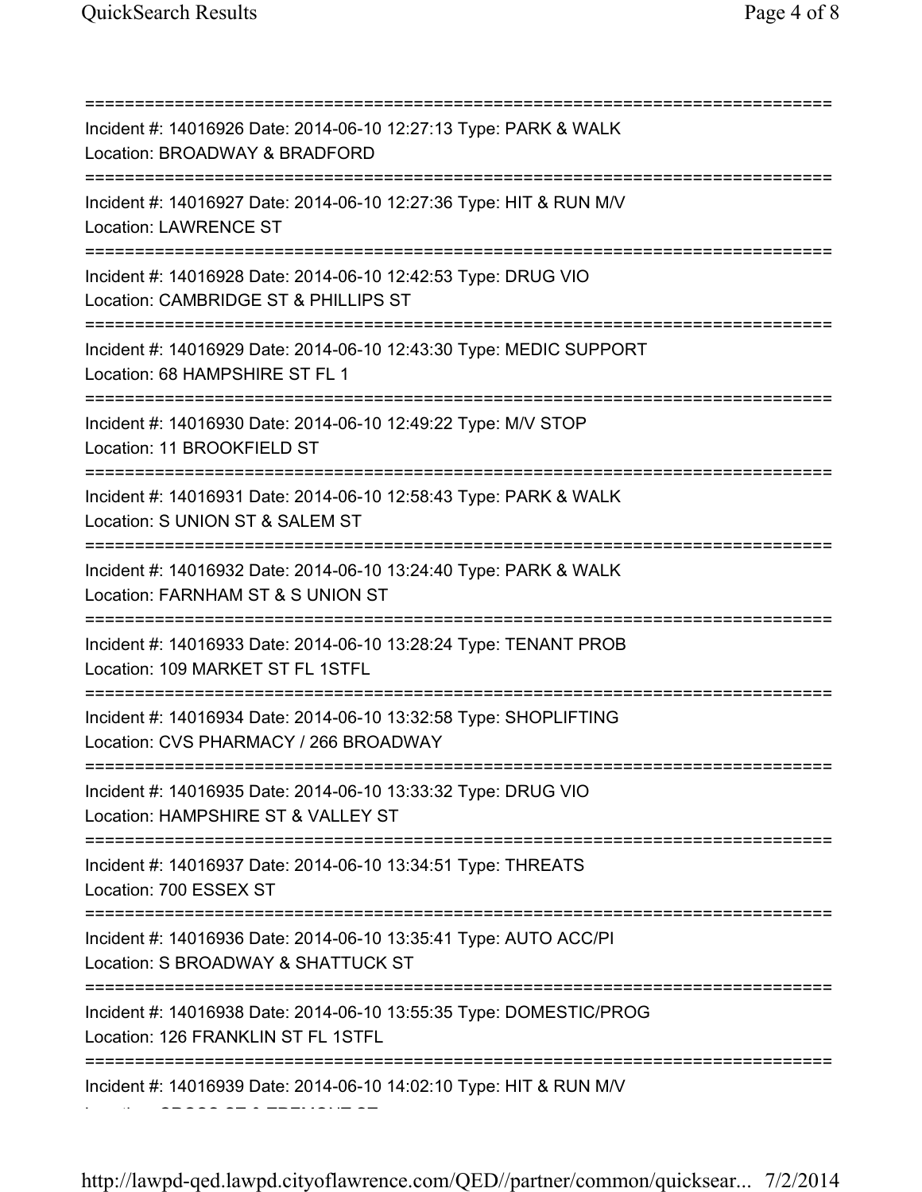===========================================================================

Incident #: 14016926 Date: 2014-06-10 12:27:13 Type: PARK & WALK
Location: BROADWAY & BRADFORD

===========================================================================

Incident #: 14016927 Date: 2014-06-10 12:27:36 Type: HIT & RUN M/V
Location: LAWRENCE ST

===========================================================================

Incident #: 14016928 Date: 2014-06-10 12:42:53 Type: DRUG VIO
Location: CAMBRIDGE ST & PHILLIPS ST

===========================================================================

Incident #: 14016929 Date: 2014-06-10 12:43:30 Type: MEDIC SUPPORT
Location: 68 HAMPSHIRE ST FL 1

===========================================================================

Incident #: 14016930 Date: 2014-06-10 12:49:22 Type: M/V STOP
Location: 11 BROOKFIELD ST

===========================================================================

Incident #: 14016931 Date: 2014-06-10 12:58:43 Type: PARK & WALK
Location: S UNION ST & SALEM ST

===========================================================================

Incident #: 14016932 Date: 2014-06-10 13:24:40 Type: PARK & WALK
Location: FARNHAM ST & S UNION ST

===========================================================================

Incident #: 14016933 Date: 2014-06-10 13:28:24 Type: TENANT PROB
Location: 109 MARKET ST FL 1STFL

===========================================================================

Incident #: 14016934 Date: 2014-06-10 13:32:58 Type: SHOPLIFTING
Location: CVS PHARMACY / 266 BROADWAY

===========================================================================

Incident #: 14016935 Date: 2014-06-10 13:33:32 Type: DRUG VIO
Location: HAMPSHIRE ST & VALLEY ST

===========================================================================

Incident #: 14016937 Date: 2014-06-10 13:34:51 Type: THREATS
Location: 700 ESSEX ST

===========================================================================

Incident #: 14016936 Date: 2014-06-10 13:35:41 Type: AUTO ACC/PI
Location: S BROADWAY & SHATTUCK ST

===========================================================================

Incident #: 14016938 Date: 2014-06-10 13:55:35 Type: DOMESTIC/PROG
Location: 126 FRANKLIN ST FL 1STFL

===========================================================================

Incident #: 14016939 Date: 2014-06-10 14:02:10 Type: HIT & RUN M/V
Location: CROSS ST & TREMONT ST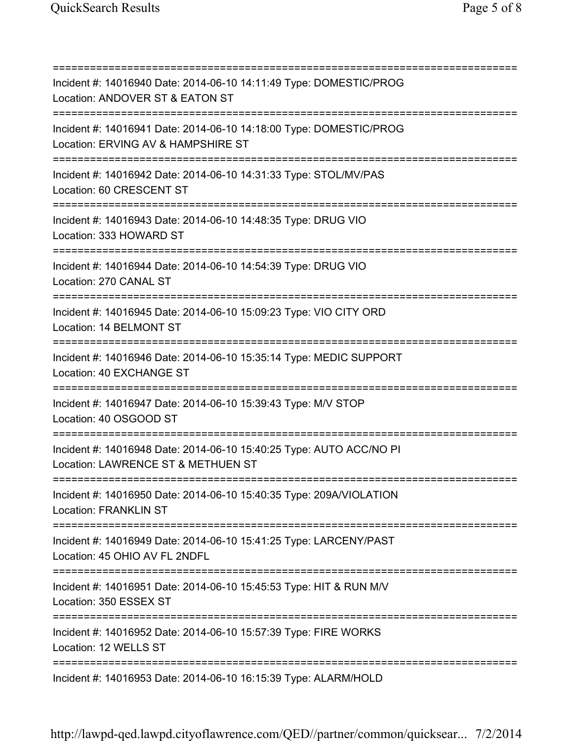===========================================================================
Incident #: 14016940 Date: 2014-06-10 14:11:49 Type: DOMESTIC/PROG
Location: ANDOVER ST & EATON ST
===========================================================================
Incident #: 14016941 Date: 2014-06-10 14:18:00 Type: DOMESTIC/PROG
Location: ERVING AV & HAMPSHIRE ST
===========================================================================
Incident #: 14016942 Date: 2014-06-10 14:31:33 Type: STOL/MV/PAS
Location: 60 CRESCENT ST
===========================================================================
Incident #: 14016943 Date: 2014-06-10 14:48:35 Type: DRUG VIO
Location: 333 HOWARD ST
===========================================================================
Incident #: 14016944 Date: 2014-06-10 14:54:39 Type: DRUG VIO
Location: 270 CANAL ST
===========================================================================
Incident #: 14016945 Date: 2014-06-10 15:09:23 Type: VIO CITY ORD
Location: 14 BELMONT ST
===========================================================================
Incident #: 14016946 Date: 2014-06-10 15:35:14 Type: MEDIC SUPPORT
Location: 40 EXCHANGE ST
===========================================================================
Incident #: 14016947 Date: 2014-06-10 15:39:43 Type: M/V STOP
Location: 40 OSGOOD ST
===========================================================================
Incident #: 14016948 Date: 2014-06-10 15:40:25 Type: AUTO ACC/NO PI
Location: LAWRENCE ST & METHUEN ST
===========================================================================
Incident #: 14016950 Date: 2014-06-10 15:40:35 Type: 209A/VIOLATION
Location: FRANKLIN ST
===========================================================================
Incident #: 14016949 Date: 2014-06-10 15:41:25 Type: LARCENY/PAST
Location: 45 OHIO AV FL 2NDFL
===========================================================================
Incident #: 14016951 Date: 2014-06-10 15:45:53 Type: HIT & RUN M/V
Location: 350 ESSEX ST
===========================================================================
Incident #: 14016952 Date: 2014-06-10 15:57:39 Type: FIRE WORKS
Location: 12 WELLS ST
===========================================================================
Incident #: 14016953 Date: 2014-06-10 16:15:39 Type: ALARM/HOLD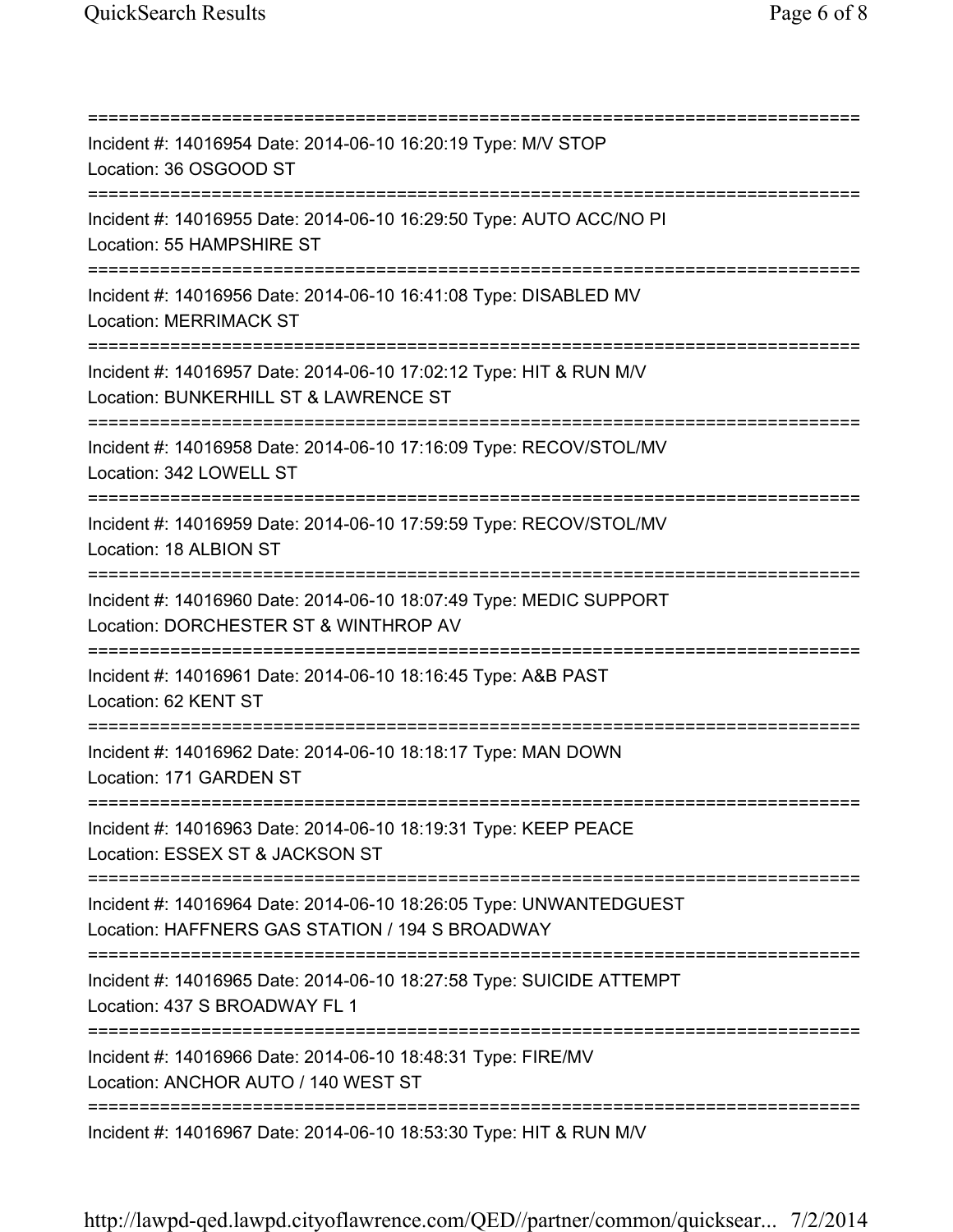===========================================================================

Incident #: 14016954 Date: 2014-06-10 16:20:19 Type: M/V STOP
Location: 36 OSGOOD ST

===========================================================================

Incident #: 14016955 Date: 2014-06-10 16:29:50 Type: AUTO ACC/NO PI
Location: 55 HAMPSHIRE ST

===========================================================================

Incident #: 14016956 Date: 2014-06-10 16:41:08 Type: DISABLED MV
Location: MERRIMACK ST

===========================================================================

Incident #: 14016957 Date: 2014-06-10 17:02:12 Type: HIT & RUN M/V
Location: BUNKERHILL ST & LAWRENCE ST

===========================================================================

Incident #: 14016958 Date: 2014-06-10 17:16:09 Type: RECOV/STOL/MV
Location: 342 LOWELL ST

===========================================================================

Incident #: 14016959 Date: 2014-06-10 17:59:59 Type: RECOV/STOL/MV
Location: 18 ALBION ST

===========================================================================

Incident #: 14016960 Date: 2014-06-10 18:07:49 Type: MEDIC SUPPORT
Location: DORCHESTER ST & WINTHROP AV

===========================================================================

Incident #: 14016961 Date: 2014-06-10 18:16:45 Type: A&B PAST
Location: 62 KENT ST

===========================================================================

Incident #: 14016962 Date: 2014-06-10 18:18:17 Type: MAN DOWN
Location: 171 GARDEN ST

===========================================================================

Incident #: 14016963 Date: 2014-06-10 18:19:31 Type: KEEP PEACE
Location: ESSEX ST & JACKSON ST

===========================================================================

Incident #: 14016964 Date: 2014-06-10 18:26:05 Type: UNWANTEDGUEST
Location: HAFFNERS GAS STATION / 194 S BROADWAY

===========================================================================

Incident #: 14016965 Date: 2014-06-10 18:27:58 Type: SUICIDE ATTEMPT
Location: 437 S BROADWAY FL 1

===========================================================================

Incident #: 14016966 Date: 2014-06-10 18:48:31 Type: FIRE/MV
Location: ANCHOR AUTO / 140 WEST ST

===========================================================================

Incident #: 14016967 Date: 2014-06-10 18:53:30 Type: HIT & RUN M/V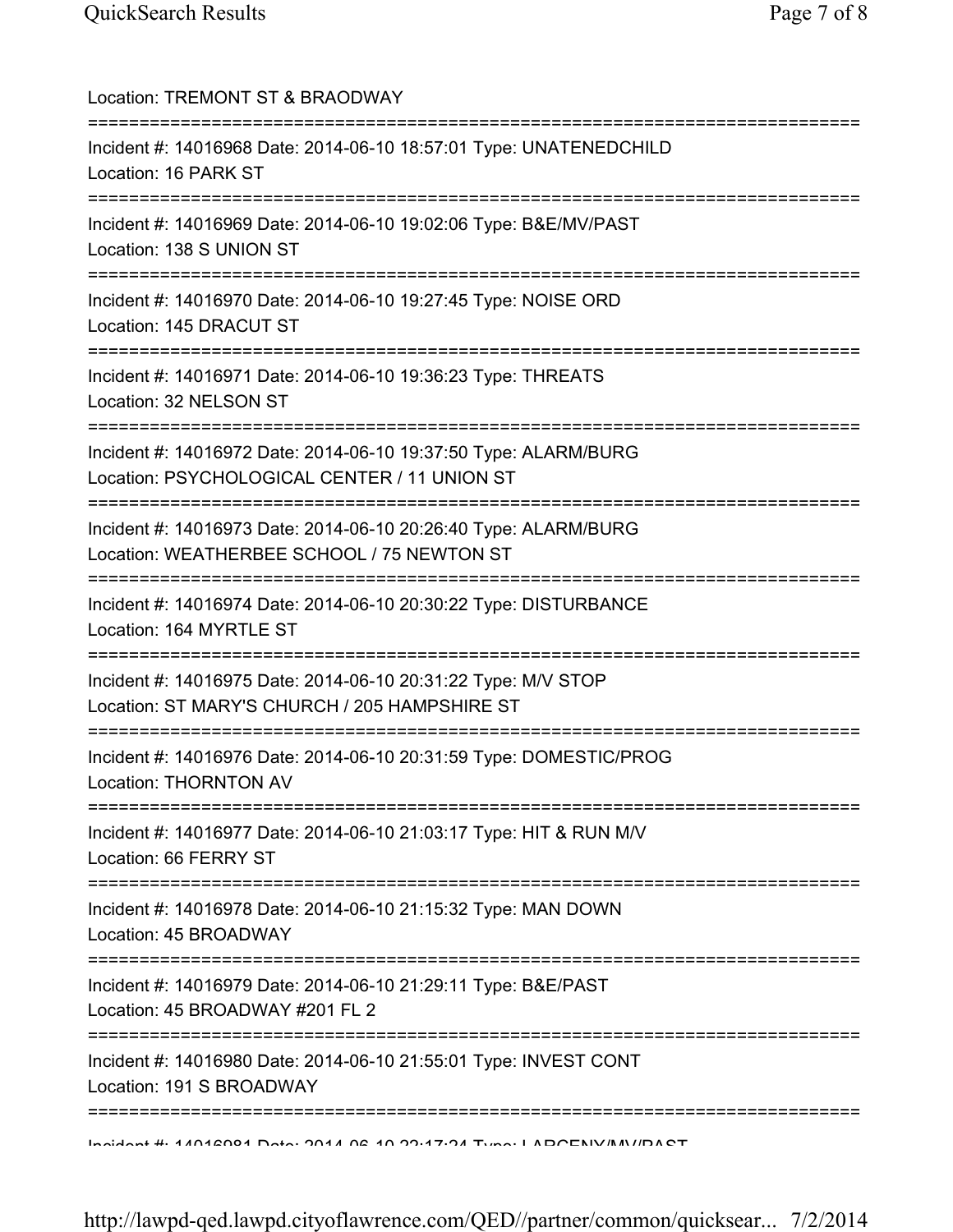Location: TREMONT ST & BRAODWAY

===========================================================================

Incident #: 14016968 Date: 2014-06-10 18:57:01 Type: UNATENEDCHILD
Location: 16 PARK ST

===========================================================================

Incident #: 14016969 Date: 2014-06-10 19:02:06 Type: B&E/MV/PAST
Location: 138 S UNION ST

===========================================================================

Incident #: 14016970 Date: 2014-06-10 19:27:45 Type: NOISE ORD
Location: 145 DRACUT ST

===========================================================================

Incident #: 14016971 Date: 2014-06-10 19:36:23 Type: THREATS
Location: 32 NELSON ST

===========================================================================

Incident #: 14016972 Date: 2014-06-10 19:37:50 Type: ALARM/BURG
Location: PSYCHOLOGICAL CENTER / 11 UNION ST

===========================================================================

Incident #: 14016973 Date: 2014-06-10 20:26:40 Type: ALARM/BURG
Location: WEATHERBEE SCHOOL / 75 NEWTON ST

===========================================================================

Incident #: 14016974 Date: 2014-06-10 20:30:22 Type: DISTURBANCE
Location: 164 MYRTLE ST

===========================================================================

Incident #: 14016975 Date: 2014-06-10 20:31:22 Type: M/V STOP
Location: ST MARY'S CHURCH / 205 HAMPSHIRE ST

===========================================================================

Incident #: 14016976 Date: 2014-06-10 20:31:59 Type: DOMESTIC/PROG
Location: THORNTON AV

===========================================================================

Incident #: 14016977 Date: 2014-06-10 21:03:17 Type: HIT & RUN M/V
Location: 66 FERRY ST

===========================================================================

Incident #: 14016978 Date: 2014-06-10 21:15:32 Type: MAN DOWN
Location: 45 BROADWAY

===========================================================================

Incident #: 14016979 Date: 2014-06-10 21:29:11 Type: B&E/PAST
Location: 45 BROADWAY #201 FL 2

===========================================================================

Incident #: 14016980 Date: 2014-06-10 21:55:01 Type: INVEST CONT
Location: 191 S BROADWAY

===========================================================================

Incident #: 14016981 Date: 2014-06-10 22:17:24 Type: LARCENY/MV/PAST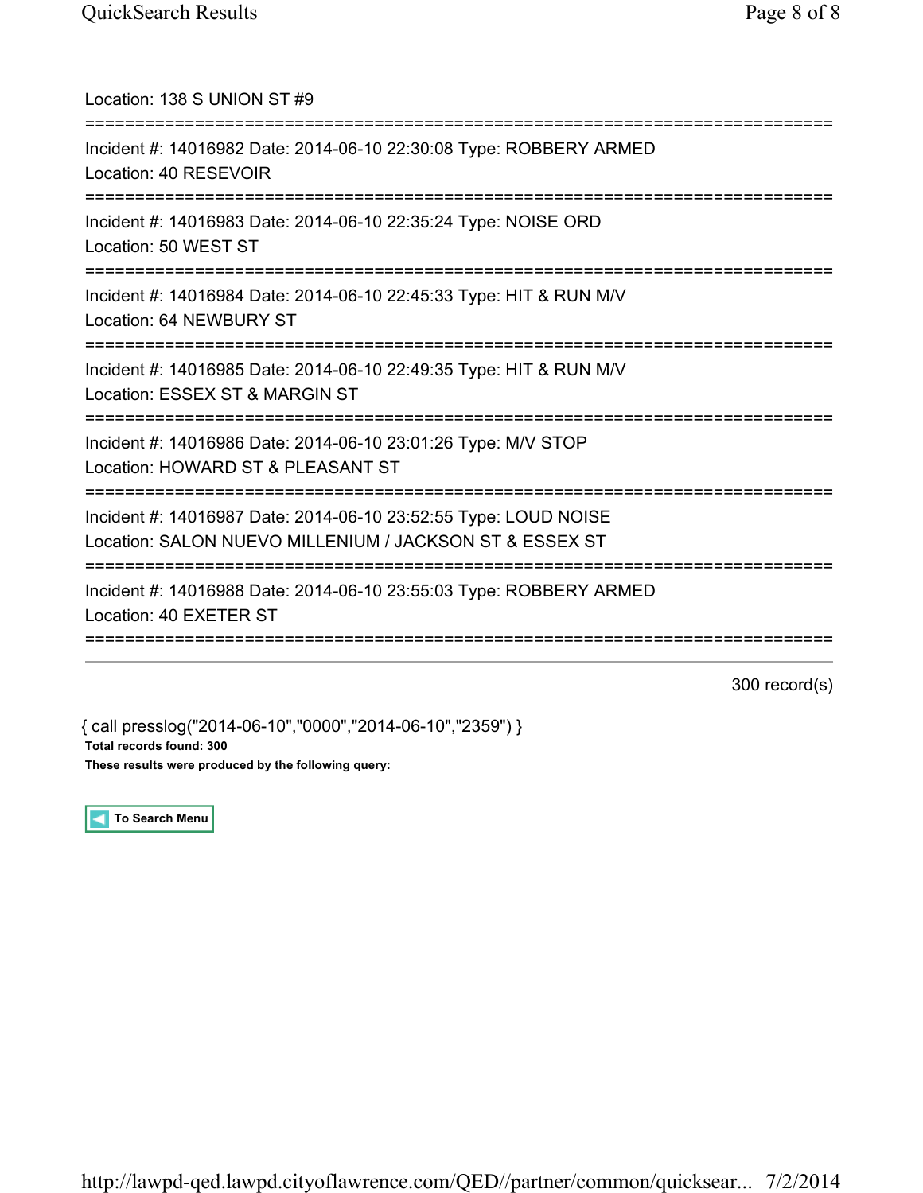Location: 138 S UNION ST #9

===========================================================================

Incident #: 14016982 Date: 2014-06-10 22:30:08 Type: ROBBERY ARMED
Location: 40 RESEVOIR

===========================================================================

Incident #: 14016983 Date: 2014-06-10 22:35:24 Type: NOISE ORD
Location: 50 WEST ST

===========================================================================

Incident #: 14016984 Date: 2014-06-10 22:45:33 Type: HIT & RUN M/V
Location: 64 NEWBURY ST

===========================================================================

Incident #: 14016985 Date: 2014-06-10 22:49:35 Type: HIT & RUN M/V
Location: ESSEX ST & MARGIN ST

===========================================================================

Incident #: 14016986 Date: 2014-06-10 23:01:26 Type: M/V STOP
Location: HOWARD ST & PLEASANT ST

===========================================================================

Incident #: 14016987 Date: 2014-06-10 23:52:55 Type: LOUD NOISE
Location: SALON NUEVO MILLENIUM / JACKSON ST & ESSEX ST

===========================================================================

Incident #: 14016988 Date: 2014-06-10 23:55:03 Type: ROBBERY ARMED
Location: 40 EXETER ST

===========================================================================

300 record(s)

{ call presslog("2014-06-10","0000","2014-06-10","2359") }

**Total records found: 300**

**These results were produced by the following query:**

To Search Menu